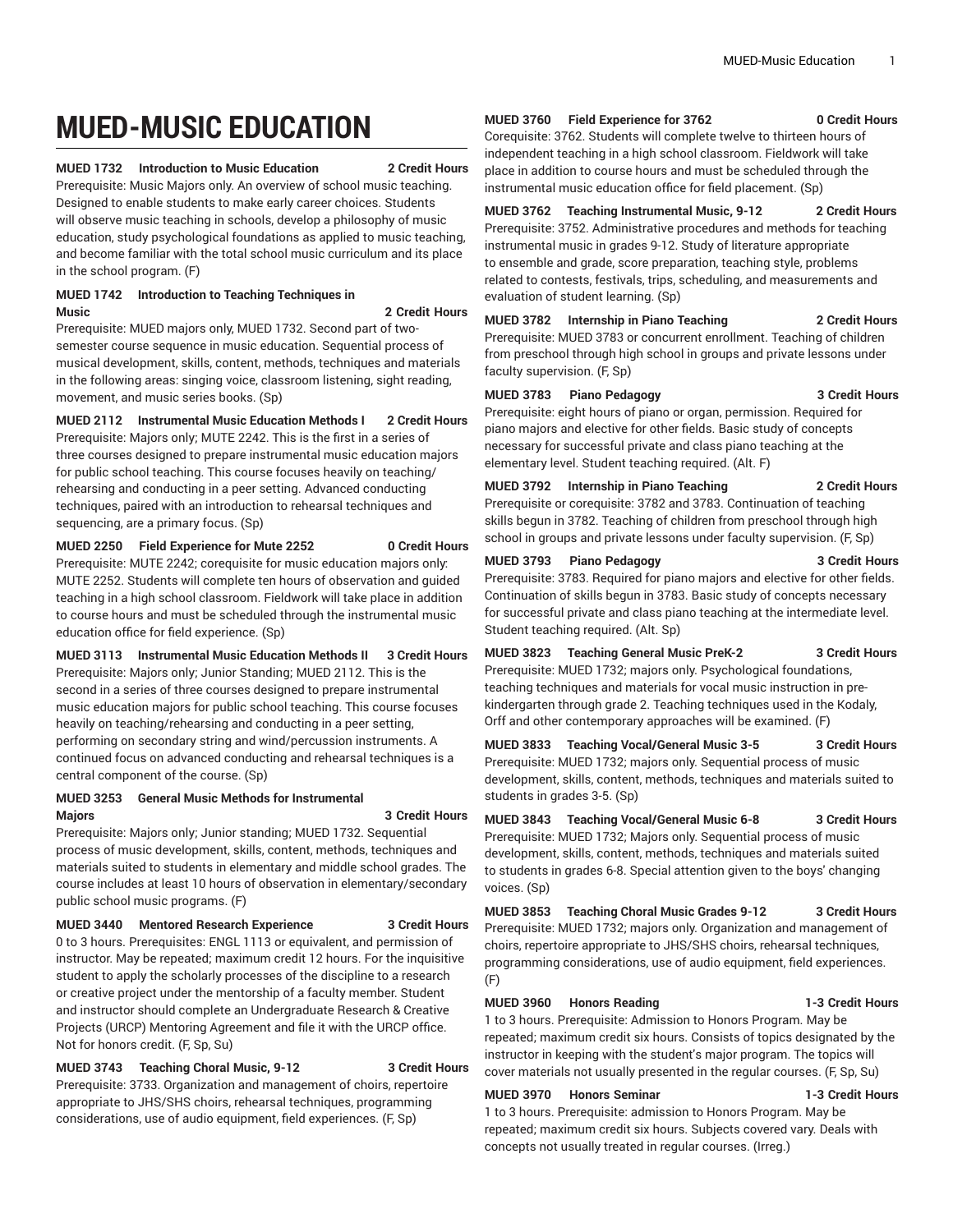# MUED-MUSIC EDUCATION

**MUED 1732 Introduction to Music Education 2 Credit Hours**

Prerequisite: Music Majors only. An overview of school music teaching. Designed to enable students to make early career choices. Students will observe music teaching in schools, develop a philosophy of music education, study psychological foundations as applied to music teaching, and become familiar with the total school music curriculum and its place in the school program. (F)

**MUED 1742 Introduction to Teaching Techniques in Music 2 Credit Hours**

Prerequisite: MUED majors only, MUED 1732. Second part of two-semester course sequence in music education. Sequential process of musical development, skills, content, methods, techniques and materials in the following areas: singing voice, classroom listening, sight reading, movement, and music series books. (Sp)

**MUED 2112 Instrumental Music Education Methods I 2 Credit Hours**

Prerequisite: Majors only; MUTE 2242. This is the first in a series of three courses designed to prepare instrumental music education majors for public school teaching. This course focuses heavily on teaching/rehearsing and conducting in a peer setting. Advanced conducting techniques, paired with an introduction to rehearsal techniques and sequencing, are a primary focus. (Sp)

**MUED 2250 Field Experience for Mute 2252 0 Credit Hours**

Prerequisite: MUTE 2242; corequisite for music education majors only: MUTE 2252. Students will complete ten hours of observation and guided teaching in a high school classroom. Fieldwork will take place in addition to course hours and must be scheduled through the instrumental music education office for field experience. (Sp)

**MUED 3113 Instrumental Music Education Methods II 3 Credit Hours**

Prerequisite: Majors only; Junior Standing; MUED 2112. This is the second in a series of three courses designed to prepare instrumental music education majors for public school teaching. This course focuses heavily on teaching/rehearsing and conducting in a peer setting, performing on secondary string and wind/percussion instruments. A continued focus on advanced conducting and rehearsal techniques is a central component of the course. (Sp)

**MUED 3253 General Music Methods for Instrumental Majors 3 Credit Hours**

Prerequisite: Majors only; Junior standing; MUED 1732. Sequential process of music development, skills, content, methods, techniques and materials suited to students in elementary and middle school grades. The course includes at least 10 hours of observation in elementary/secondary public school music programs. (F)

**MUED 3440 Mentored Research Experience 3 Credit Hours**

0 to 3 hours. Prerequisites: ENGL 1113 or equivalent, and permission of instructor. May be repeated; maximum credit 12 hours. For the inquisitive student to apply the scholarly processes of the discipline to a research or creative project under the mentorship of a faculty member. Student and instructor should complete an Undergraduate Research & Creative Projects (URCP) Mentoring Agreement and file it with the URCP office. Not for honors credit. (F, Sp, Su)

**MUED 3743 Teaching Choral Music, 9-12 3 Credit Hours**

Prerequisite: 3733. Organization and management of choirs, repertoire appropriate to JHS/SHS choirs, rehearsal techniques, programming considerations, use of audio equipment, field experiences. (F, Sp)

**MUED 3760 Field Experience for 3762 0 Credit Hours**

Corequisite: 3762. Students will complete twelve to thirteen hours of independent teaching in a high school classroom. Fieldwork will take place in addition to course hours and must be scheduled through the instrumental music education office for field placement. (Sp)

**MUED 3762 Teaching Instrumental Music, 9-12 2 Credit Hours**

Prerequisite: 3752. Administrative procedures and methods for teaching instrumental music in grades 9-12. Study of literature appropriate to ensemble and grade, score preparation, teaching style, problems related to contests, festivals, trips, scheduling, and measurements and evaluation of student learning. (Sp)

**MUED 3782 Internship in Piano Teaching 2 Credit Hours**

Prerequisite: MUED 3783 or concurrent enrollment. Teaching of children from preschool through high school in groups and private lessons under faculty supervision. (F, Sp)

**MUED 3783 Piano Pedagogy 3 Credit Hours**

Prerequisite: eight hours of piano or organ, permission. Required for piano majors and elective for other fields. Basic study of concepts necessary for successful private and class piano teaching at the elementary level. Student teaching required. (Alt. F)

**MUED 3792 Internship in Piano Teaching 2 Credit Hours**

Prerequisite or corequisite: 3782 and 3783. Continuation of teaching skills begun in 3782. Teaching of children from preschool through high school in groups and private lessons under faculty supervision. (F, Sp)

**MUED 3793 Piano Pedagogy 3 Credit Hours**

Prerequisite: 3783. Required for piano majors and elective for other fields. Continuation of skills begun in 3783. Basic study of concepts necessary for successful private and class piano teaching at the intermediate level. Student teaching required. (Alt. Sp)

**MUED 3823 Teaching General Music PreK-2 3 Credit Hours**

Prerequisite: MUED 1732; majors only. Psychological foundations, teaching techniques and materials for vocal music instruction in pre-kindergarten through grade 2. Teaching techniques used in the Kodaly, Orff and other contemporary approaches will be examined. (F)

**MUED 3833 Teaching Vocal/General Music 3-5 3 Credit Hours**

Prerequisite: MUED 1732; majors only. Sequential process of music development, skills, content, methods, techniques and materials suited to students in grades 3-5. (Sp)

**MUED 3843 Teaching Vocal/General Music 6-8 3 Credit Hours**

Prerequisite: MUED 1732; Majors only. Sequential process of music development, skills, content, methods, techniques and materials suited to students in grades 6-8. Special attention given to the boys' changing voices. (Sp)

**MUED 3853 Teaching Choral Music Grades 9-12 3 Credit Hours**

Prerequisite: MUED 1732; majors only. Organization and management of choirs, repertoire appropriate to JHS/SHS choirs, rehearsal techniques, programming considerations, use of audio equipment, field experiences. (F)

**MUED 3960 Honors Reading 1-3 Credit Hours**

1 to 3 hours. Prerequisite: Admission to Honors Program. May be repeated; maximum credit six hours. Consists of topics designated by the instructor in keeping with the student's major program. The topics will cover materials not usually presented in the regular courses. (F, Sp, Su)

**MUED 3970 Honors Seminar 1-3 Credit Hours**

1 to 3 hours. Prerequisite: admission to Honors Program. May be repeated; maximum credit six hours. Subjects covered vary. Deals with concepts not usually treated in regular courses. (Irreg.)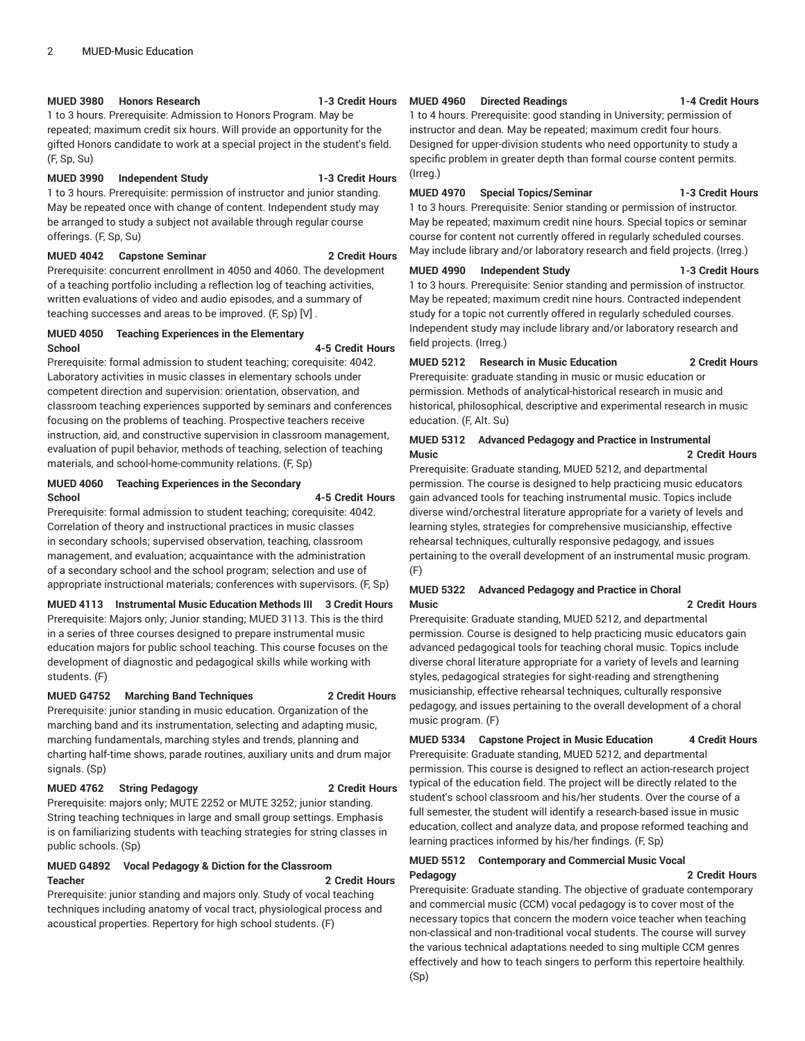**MUED 3980 Honors Research 1-3 Credit Hours**

1 to 3 hours. Prerequisite: Admission to Honors Program. May be repeated; maximum credit six hours. Will provide an opportunity for the gifted Honors candidate to work at a special project in the student's field. (F, Sp, Su)

**MUED 3990 Independent Study 1-3 Credit Hours**

1 to 3 hours. Prerequisite: permission of instructor and junior standing. May be repeated once with change of content. Independent study may be arranged to study a subject not available through regular course offerings. (F, Sp, Su)

**MUED 4042 Capstone Seminar 2 Credit Hours**

Prerequisite: concurrent enrollment in 4050 and 4060. The development of a teaching portfolio including a reflection log of teaching activities, written evaluations of video and audio episodes, and a summary of teaching successes and areas to be improved. (F, Sp) [V] .

**MUED 4050 Teaching Experiences in the Elementary School 4-5 Credit Hours**

Prerequisite: formal admission to student teaching; corequisite: 4042. Laboratory activities in music classes in elementary schools under competent direction and supervision: orientation, observation, and classroom teaching experiences supported by seminars and conferences focusing on the problems of teaching. Prospective teachers receive instruction, aid, and constructive supervision in classroom management, evaluation of pupil behavior, methods of teaching, selection of teaching materials, and school-home-community relations. (F, Sp)

**MUED 4060 Teaching Experiences in the Secondary School 4-5 Credit Hours**

Prerequisite: formal admission to student teaching; corequisite: 4042. Correlation of theory and instructional practices in music classes in secondary schools; supervised observation, teaching, classroom management, and evaluation; acquaintance with the administration of a secondary school and the school program; selection and use of appropriate instructional materials; conferences with supervisors. (F, Sp)

**MUED 4113 Instrumental Music Education Methods III 3 Credit Hours**

Prerequisite: Majors only; Junior standing; MUED 3113. This is the third in a series of three courses designed to prepare instrumental music education majors for public school teaching. This course focuses on the development of diagnostic and pedagogical skills while working with students. (F)

**MUED G4752 Marching Band Techniques 2 Credit Hours**

Prerequisite: junior standing in music education. Organization of the marching band and its instrumentation, selecting and adapting music, marching fundamentals, marching styles and trends, planning and charting half-time shows, parade routines, auxiliary units and drum major signals. (Sp)

**MUED 4762 String Pedagogy 2 Credit Hours**

Prerequisite: majors only; MUTE 2252 or MUTE 3252; junior standing. String teaching techniques in large and small group settings. Emphasis is on familiarizing students with teaching strategies for string classes in public schools. (Sp)

**MUED G4892 Vocal Pedagogy & Diction for the Classroom Teacher 2 Credit Hours**

Prerequisite: junior standing and majors only. Study of vocal teaching techniques including anatomy of vocal tract, physiological process and acoustical properties. Repertory for high school students. (F)

**MUED 4960 Directed Readings 1-4 Credit Hours**

1 to 4 hours. Prerequisite: good standing in University; permission of instructor and dean. May be repeated; maximum credit four hours. Designed for upper-division students who need opportunity to study a specific problem in greater depth than formal course content permits. (Irreg.)

**MUED 4970 Special Topics/Seminar 1-3 Credit Hours**

1 to 3 hours. Prerequisite: Senior standing or permission of instructor. May be repeated; maximum credit nine hours. Special topics or seminar course for content not currently offered in regularly scheduled courses. May include library and/or laboratory research and field projects. (Irreg.)

**MUED 4990 Independent Study 1-3 Credit Hours**

1 to 3 hours. Prerequisite: Senior standing and permission of instructor. May be repeated; maximum credit nine hours. Contracted independent study for a topic not currently offered in regularly scheduled courses. Independent study may include library and/or laboratory research and field projects. (Irreg.)

**MUED 5212 Research in Music Education 2 Credit Hours**

Prerequisite: graduate standing in music or music education or permission. Methods of analytical-historical research in music and historical, philosophical, descriptive and experimental research in music education. (F, Alt. Su)

**MUED 5312 Advanced Pedagogy and Practice in Instrumental Music 2 Credit Hours**

Prerequisite: Graduate standing, MUED 5212, and departmental permission. The course is designed to help practicing music educators gain advanced tools for teaching instrumental music. Topics include diverse wind/orchestral literature appropriate for a variety of levels and learning styles, strategies for comprehensive musicianship, effective rehearsal techniques, culturally responsive pedagogy, and issues pertaining to the overall development of an instrumental music program. (F)

**MUED 5322 Advanced Pedagogy and Practice in Choral Music 2 Credit Hours**

Prerequisite: Graduate standing, MUED 5212, and departmental permission. Course is designed to help practicing music educators gain advanced pedagogical tools for teaching choral music. Topics include diverse choral literature appropriate for a variety of levels and learning styles, pedagogical strategies for sight-reading and strengthening musicianship, effective rehearsal techniques, culturally responsive pedagogy, and issues pertaining to the overall development of a choral music program. (F)

**MUED 5334 Capstone Project in Music Education 4 Credit Hours**

Prerequisite: Graduate standing, MUED 5212, and departmental permission. This course is designed to reflect an action-research project typical of the education field. The project will be directly related to the student's school classroom and his/her students. Over the course of a full semester, the student will identify a research-based issue in music education, collect and analyze data, and propose reformed teaching and learning practices informed by his/her findings. (F, Sp)

**MUED 5512 Contemporary and Commercial Music Vocal Pedagogy 2 Credit Hours**

Prerequisite: Graduate standing. The objective of graduate contemporary and commercial music (CCM) vocal pedagogy is to cover most of the necessary topics that concern the modern voice teacher when teaching non-classical and non-traditional vocal students. The course will survey the various technical adaptations needed to sing multiple CCM genres effectively and how to teach singers to perform this repertoire healthily. (Sp)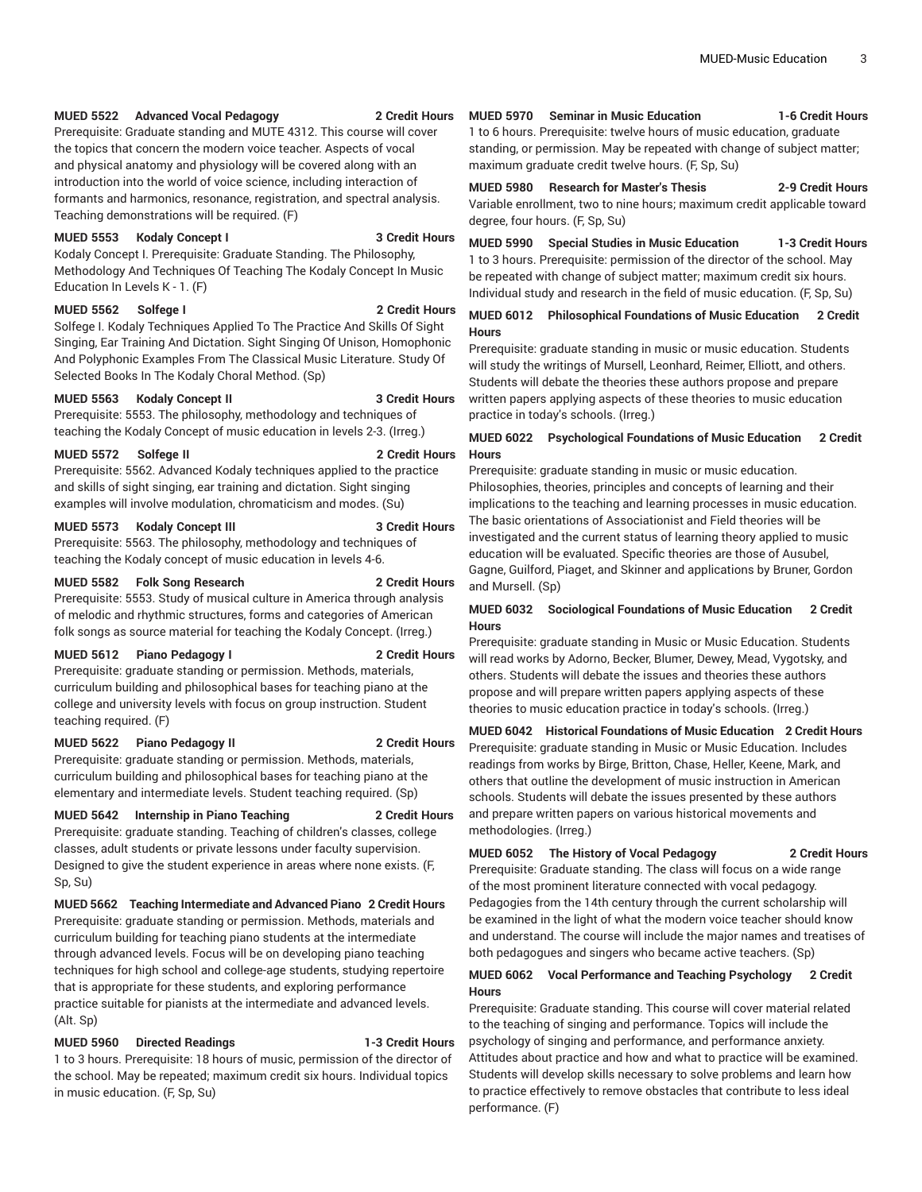**MUED 5522 Advanced Vocal Pedagogy 2 Credit Hours**
Prerequisite: Graduate standing and MUTE 4312. This course will cover the topics that concern the modern voice teacher. Aspects of vocal and physical anatomy and physiology will be covered along with an introduction into the world of voice science, including interaction of formants and harmonics, resonance, registration, and spectral analysis. Teaching demonstrations will be required. (F)

**MUED 5553 Kodaly Concept I 3 Credit Hours**
Kodaly Concept I. Prerequisite: Graduate Standing. The Philosophy, Methodology And Techniques Of Teaching The Kodaly Concept In Music Education In Levels K - 1. (F)

**MUED 5562 Solfege I 2 Credit Hours**
Solfege I. Kodaly Techniques Applied To The Practice And Skills Of Sight Singing, Ear Training And Dictation. Sight Singing Of Unison, Homophonic And Polyphonic Examples From The Classical Music Literature. Study Of Selected Books In The Kodaly Choral Method. (Sp)

**MUED 5563 Kodaly Concept II 3 Credit Hours**
Prerequisite: 5553. The philosophy, methodology and techniques of teaching the Kodaly Concept of music education in levels 2-3. (Irreg.)

**MUED 5572 Solfege II 2 Credit Hours**
Prerequisite: 5562. Advanced Kodaly techniques applied to the practice and skills of sight singing, ear training and dictation. Sight singing examples will involve modulation, chromaticism and modes. (Su)

**MUED 5573 Kodaly Concept III 3 Credit Hours**
Prerequisite: 5563. The philosophy, methodology and techniques of teaching the Kodaly concept of music education in levels 4-6.

**MUED 5582 Folk Song Research 2 Credit Hours**
Prerequisite: 5553. Study of musical culture in America through analysis of melodic and rhythmic structures, forms and categories of American folk songs as source material for teaching the Kodaly Concept. (Irreg.)

**MUED 5612 Piano Pedagogy I 2 Credit Hours**
Prerequisite: graduate standing or permission. Methods, materials, curriculum building and philosophical bases for teaching piano at the college and university levels with focus on group instruction. Student teaching required. (F)

**MUED 5622 Piano Pedagogy II 2 Credit Hours**
Prerequisite: graduate standing or permission. Methods, materials, curriculum building and philosophical bases for teaching piano at the elementary and intermediate levels. Student teaching required. (Sp)

**MUED 5642 Internship in Piano Teaching 2 Credit Hours**
Prerequisite: graduate standing. Teaching of children's classes, college classes, adult students or private lessons under faculty supervision. Designed to give the student experience in areas where none exists. (F, Sp, Su)

**MUED 5662 Teaching Intermediate and Advanced Piano 2 Credit Hours**
Prerequisite: graduate standing or permission. Methods, materials and curriculum building for teaching piano students at the intermediate through advanced levels. Focus will be on developing piano teaching techniques for high school and college-age students, studying repertoire that is appropriate for these students, and exploring performance practice suitable for pianists at the intermediate and advanced levels. (Alt. Sp)

**MUED 5960 Directed Readings 1-3 Credit Hours**
1 to 3 hours. Prerequisite: 18 hours of music, permission of the director of the school. May be repeated; maximum credit six hours. Individual topics in music education. (F, Sp, Su)

**MUED 5970 Seminar in Music Education 1-6 Credit Hours**
1 to 6 hours. Prerequisite: twelve hours of music education, graduate standing, or permission. May be repeated with change of subject matter; maximum graduate credit twelve hours. (F, Sp, Su)

**MUED 5980 Research for Master's Thesis 2-9 Credit Hours**
Variable enrollment, two to nine hours; maximum credit applicable toward degree, four hours. (F, Sp, Su)

**MUED 5990 Special Studies in Music Education 1-3 Credit Hours**
1 to 3 hours. Prerequisite: permission of the director of the school. May be repeated with change of subject matter; maximum credit six hours. Individual study and research in the field of music education. (F, Sp, Su)

**MUED 6012 Philosophical Foundations of Music Education 2 Credit Hours**
Prerequisite: graduate standing in music or music education. Students will study the writings of Mursell, Leonhard, Reimer, Elliott, and others. Students will debate the theories these authors propose and prepare written papers applying aspects of these theories to music education practice in today's schools. (Irreg.)

**MUED 6022 Psychological Foundations of Music Education 2 Credit Hours**
Prerequisite: graduate standing in music or music education. Philosophies, theories, principles and concepts of learning and their implications to the teaching and learning processes in music education. The basic orientations of Associationist and Field theories will be investigated and the current status of learning theory applied to music education will be evaluated. Specific theories are those of Ausubel, Gagne, Guilford, Piaget, and Skinner and applications by Bruner, Gordon and Mursell. (Sp)

**MUED 6032 Sociological Foundations of Music Education 2 Credit Hours**
Prerequisite: graduate standing in Music or Music Education. Students will read works by Adorno, Becker, Blumer, Dewey, Mead, Vygotsky, and others. Students will debate the issues and theories these authors propose and will prepare written papers applying aspects of these theories to music education practice in today's schools. (Irreg.)

**MUED 6042 Historical Foundations of Music Education 2 Credit Hours**
Prerequisite: graduate standing in Music or Music Education. Includes readings from works by Birge, Britton, Chase, Heller, Keene, Mark, and others that outline the development of music instruction in American schools. Students will debate the issues presented by these authors and prepare written papers on various historical movements and methodologies. (Irreg.)

**MUED 6052 The History of Vocal Pedagogy 2 Credit Hours**
Prerequisite: Graduate standing. The class will focus on a wide range of the most prominent literature connected with vocal pedagogy. Pedagogies from the 14th century through the current scholarship will be examined in the light of what the modern voice teacher should know and understand. The course will include the major names and treatises of both pedagogues and singers who became active teachers. (Sp)

**MUED 6062 Vocal Performance and Teaching Psychology 2 Credit Hours**
Prerequisite: Graduate standing. This course will cover material related to the teaching of singing and performance. Topics will include the psychology of singing and performance, and performance anxiety. Attitudes about practice and how and what to practice will be examined. Students will develop skills necessary to solve problems and learn how to practice effectively to remove obstacles that contribute to less ideal performance. (F)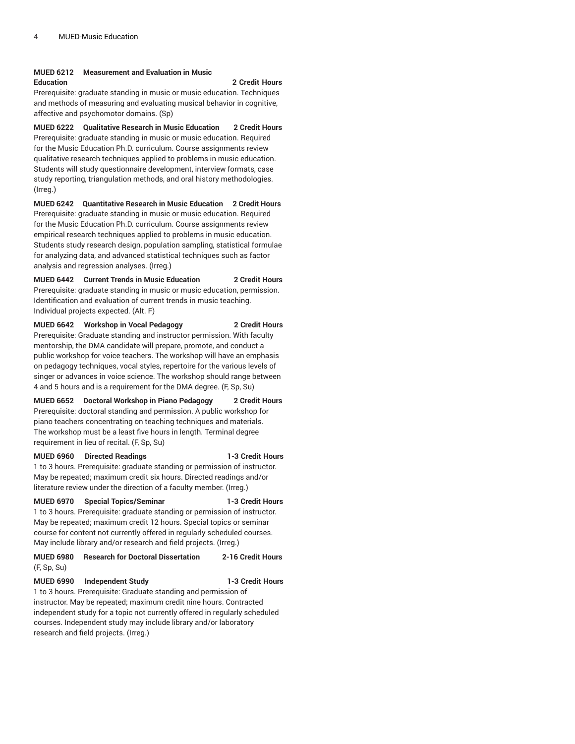**MUED 6212 Measurement and Evaluation in Music Education 2 Credit Hours**
Prerequisite: graduate standing in music or music education. Techniques and methods of measuring and evaluating musical behavior in cognitive, affective and psychomotor domains. (Sp)

**MUED 6222 Qualitative Research in Music Education 2 Credit Hours**
Prerequisite: graduate standing in music or music education. Required for the Music Education Ph.D. curriculum. Course assignments review qualitative research techniques applied to problems in music education. Students will study questionnaire development, interview formats, case study reporting, triangulation methods, and oral history methodologies. (Irreg.)

**MUED 6242 Quantitative Research in Music Education 2 Credit Hours**
Prerequisite: graduate standing in music or music education. Required for the Music Education Ph.D. curriculum. Course assignments review empirical research techniques applied to problems in music education. Students study research design, population sampling, statistical formulae for analyzing data, and advanced statistical techniques such as factor analysis and regression analyses. (Irreg.)

**MUED 6442 Current Trends in Music Education 2 Credit Hours**
Prerequisite: graduate standing in music or music education, permission. Identification and evaluation of current trends in music teaching. Individual projects expected. (Alt. F)

**MUED 6642 Workshop in Vocal Pedagogy 2 Credit Hours**
Prerequisite: Graduate standing and instructor permission. With faculty mentorship, the DMA candidate will prepare, promote, and conduct a public workshop for voice teachers. The workshop will have an emphasis on pedagogy techniques, vocal styles, repertoire for the various levels of singer or advances in voice science. The workshop should range between 4 and 5 hours and is a requirement for the DMA degree. (F, Sp, Su)

**MUED 6652 Doctoral Workshop in Piano Pedagogy 2 Credit Hours**
Prerequisite: doctoral standing and permission. A public workshop for piano teachers concentrating on teaching techniques and materials. The workshop must be a least five hours in length. Terminal degree requirement in lieu of recital. (F, Sp, Su)

**MUED 6960 Directed Readings 1-3 Credit Hours**
1 to 3 hours. Prerequisite: graduate standing or permission of instructor. May be repeated; maximum credit six hours. Directed readings and/or literature review under the direction of a faculty member. (Irreg.)

**MUED 6970 Special Topics/Seminar 1-3 Credit Hours**
1 to 3 hours. Prerequisite: graduate standing or permission of instructor. May be repeated; maximum credit 12 hours. Special topics or seminar course for content not currently offered in regularly scheduled courses. May include library and/or research and field projects. (Irreg.)

**MUED 6980 Research for Doctoral Dissertation 2-16 Credit Hours**
(F, Sp, Su)

**MUED 6990 Independent Study 1-3 Credit Hours**
1 to 3 hours. Prerequisite: Graduate standing and permission of instructor. May be repeated; maximum credit nine hours. Contracted independent study for a topic not currently offered in regularly scheduled courses. Independent study may include library and/or laboratory research and field projects. (Irreg.)